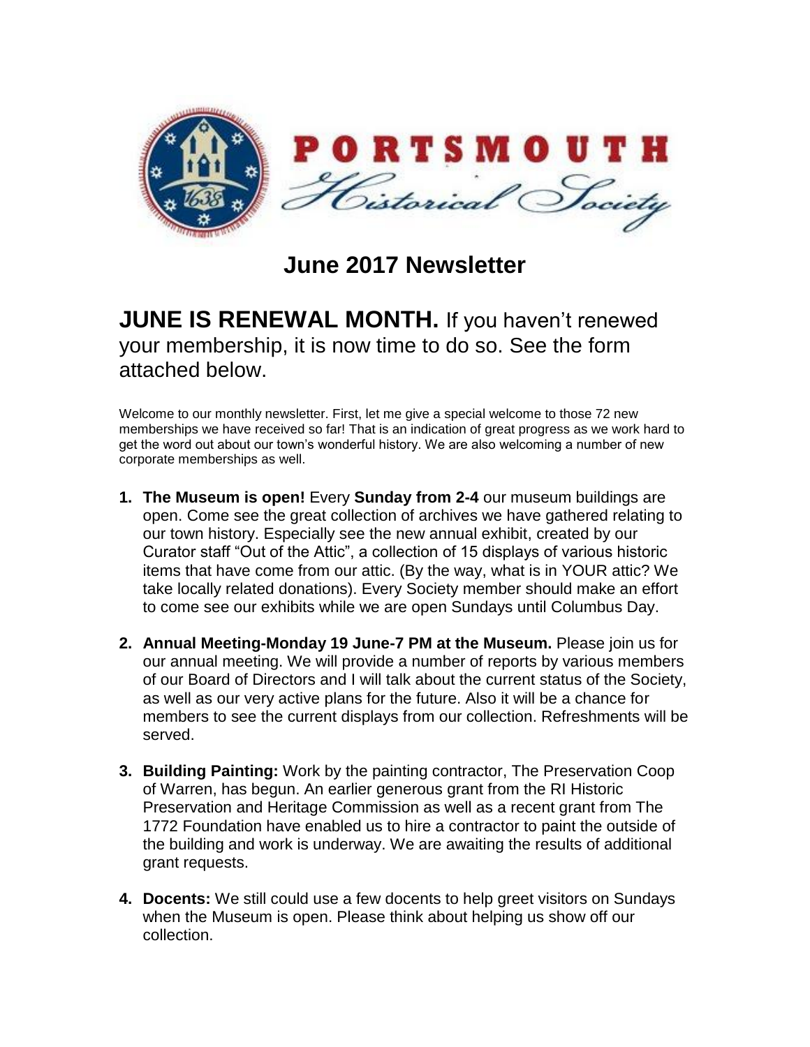# PORTSMOUTH Historical Society

## June 2017 Newsletter

**JUNE IS RENEWAL MONTH.** If you haven't renewed your membership, it is now time to do so. See the form attached below.

Welcome to our monthly newsletter. First, let me give a special welcome to those 72 new memberships we have received so far! That is an indication of great progress as we work hard to get the word out about our town's wonderful history. We are also welcoming a number of new corporate memberships as well.

1. **The Museum is open!** Every **Sunday from 2-4** our museum buildings are open. Come see the great collection of archives we have gathered relating to our town history. Especially see the new annual exhibit, created by our Curator staff "Out of the Attic", a collection of 15 displays of various historic items that have come from our attic. (By the way, what is in YOUR attic? We take locally related donations). Every Society member should make an effort to come see our exhibits while we are open Sundays until Columbus Day.

2. **Annual Meeting-Monday 19 June-7 PM at the Museum.** Please join us for our annual meeting. We will provide a number of reports by various members of our Board of Directors and I will talk about the current status of the Society, as well as our very active plans for the future. Also it will be a chance for members to see the current displays from our collection. Refreshments will be served.

3. **Building Painting:** Work by the painting contractor, The Preservation Coop of Warren, has begun. An earlier generous grant from the RI Historic Preservation and Heritage Commission as well as a recent grant from The 1772 Foundation have enabled us to hire a contractor to paint the outside of the building and work is underway. We are awaiting the results of additional grant requests.

4. **Docents:** We still could use a few docents to help greet visitors on Sundays when the Museum is open. Please think about helping us show off our collection.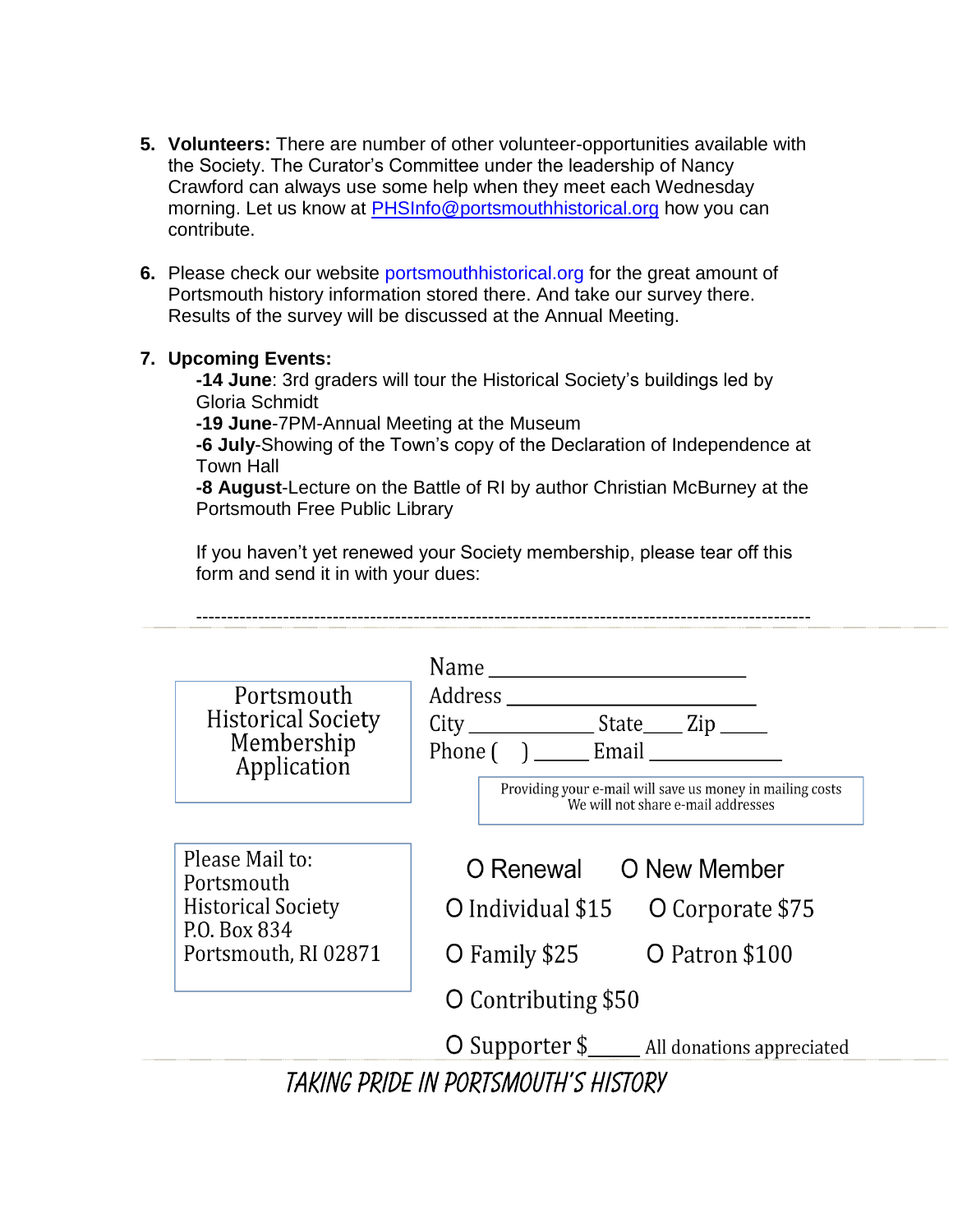5. **Volunteers:** There are number of other volunteer-opportunities available with the Society. The Curator's Committee under the leadership of Nancy Crawford can always use some help when they meet each Wednesday morning. Let us know at PHSInfo@portsmouthhistorical.org how you can contribute.

6. Please check our website portsmouthhistorical.org for the great amount of Portsmouth history information stored there. And take our survey there. Results of the survey will be discussed at the Annual Meeting.

7. **Upcoming Events:**

   **-14 June**: 3rd graders will tour the Historical Society's buildings led by Gloria Schmidt
   **-19 June**-7PM-Annual Meeting at the Museum
   **-6 July**-Showing of the Town's copy of the Declaration of Independence at Town Hall
   **-8 August**-Lecture on the Battle of RI by author Christian McBurney at the Portsmouth Free Public Library

   If you haven't yet renewed your Society membership, please tear off this form and send it in with your dues:

---

**Portsmouth Historical Society Membership Application**

Name ____________________________

Address ____________________________

City _____________ State____ Zip _____

Phone (    ) _____ Email _____________

Providing your e-mail will save us money in mailing costs
We will not share e-mail addresses

Please Mail to:
Portsmouth
Historical Society
P.O. Box 834
Portsmouth, RI 02871

O Renewal     O New Member

O Individual $15     O Corporate $75

O Family $25     O Patron $100

O Contributing $50

O Supporter $_____ All donations appreciated

*TAKING PRIDE IN PORTSMOUTH'S HISTORY*